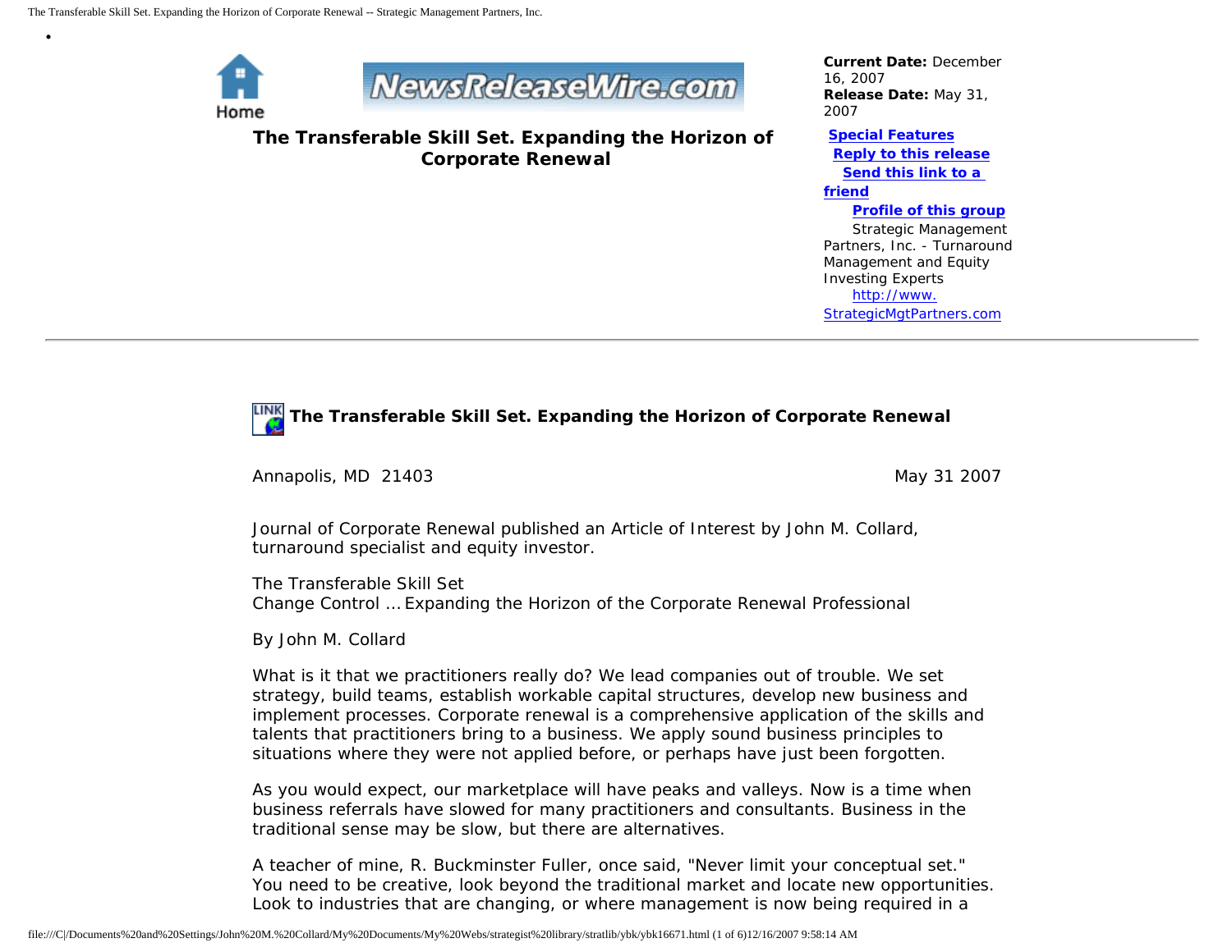Home

NewsReleaseWire.com

**The Transferable Skill Set. Expanding the Horizon of Corporate Renewal**

**Current Date:** December 16, 2007
**Release Date:** May 31, 2007

**Special Features**
**Reply to this release**
**Send this link to a friend**
**Profile of this group**
Strategic Management Partners, Inc. - Turnaround Management and Equity Investing Experts
http://www.StrategicMgtPartners.com

---

## The Transferable Skill Set. Expanding the Horizon of Corporate Renewal

Annapolis, MD 21403 May 31 2007

Journal of Corporate Renewal published an Article of Interest by John M. Collard, turnaround specialist and equity investor.

The Transferable Skill Set
Change Control ... Expanding the Horizon of the Corporate Renewal Professional

By John M. Collard

What is it that we practitioners really do? We lead companies out of trouble. We set strategy, build teams, establish workable capital structures, develop new business and implement processes. Corporate renewal is a comprehensive application of the skills and talents that practitioners bring to a business. We apply sound business principles to situations where they were not applied before, or perhaps have just been forgotten.

As you would expect, our marketplace will have peaks and valleys. Now is a time when business referrals have slowed for many practitioners and consultants. Business in the traditional sense may be slow, but there are alternatives.

A teacher of mine, R. Buckminster Fuller, once said, "Never limit your conceptual set." You need to be creative, look beyond the traditional market and locate new opportunities. Look to industries that are changing, or where management is now being required in a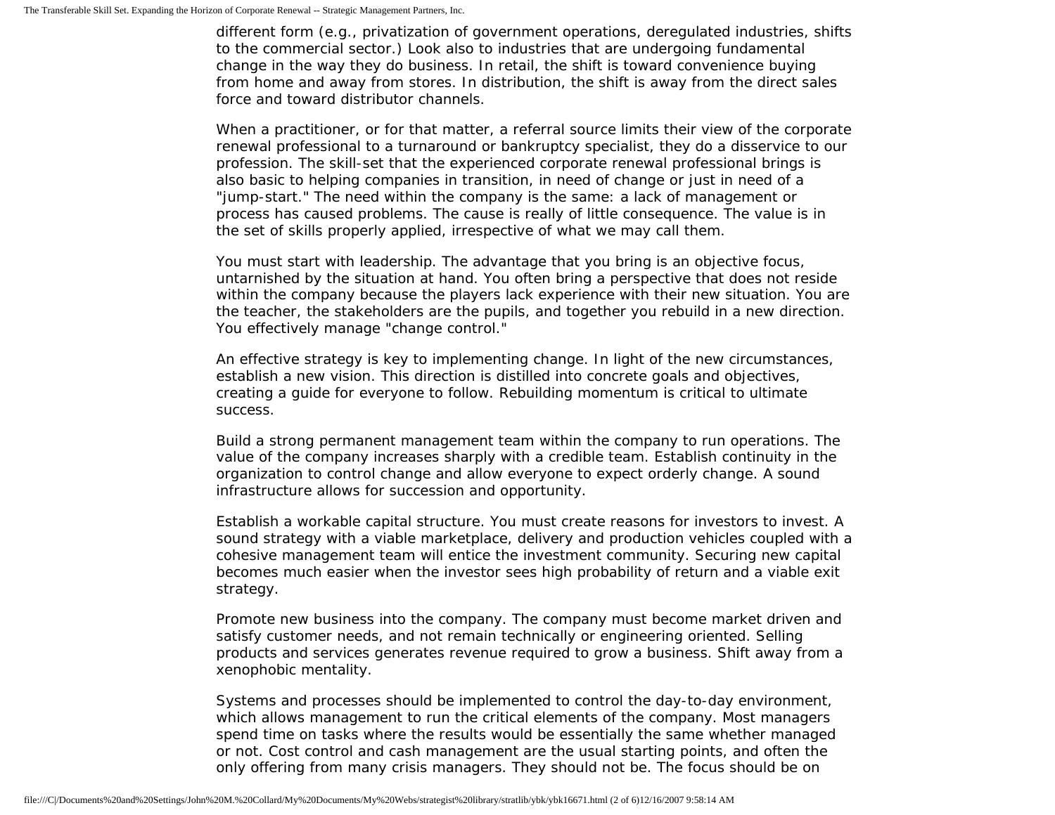different form (e.g., privatization of government operations, deregulated industries, shifts to the commercial sector.) Look also to industries that are undergoing fundamental change in the way they do business. In retail, the shift is toward convenience buying from home and away from stores. In distribution, the shift is away from the direct sales force and toward distributor channels.

When a practitioner, or for that matter, a referral source limits their view of the corporate renewal professional to a turnaround or bankruptcy specialist, they do a disservice to our profession. The skill-set that the experienced corporate renewal professional brings is also basic to helping companies in transition, in need of change or just in need of a "jump-start." The need within the company is the same: a lack of management or process has caused problems. The cause is really of little consequence. The value is in the set of skills properly applied, irrespective of what we may call them.

You must start with leadership. The advantage that you bring is an objective focus, untarnished by the situation at hand. You often bring a perspective that does not reside within the company because the players lack experience with their new situation. You are the teacher, the stakeholders are the pupils, and together you rebuild in a new direction. You effectively manage "change control."

An effective strategy is key to implementing change. In light of the new circumstances, establish a new vision. This direction is distilled into concrete goals and objectives, creating a guide for everyone to follow. Rebuilding momentum is critical to ultimate success.

Build a strong permanent management team within the company to run operations. The value of the company increases sharply with a credible team. Establish continuity in the organization to control change and allow everyone to expect orderly change. A sound infrastructure allows for succession and opportunity.

Establish a workable capital structure. You must create reasons for investors to invest. A sound strategy with a viable marketplace, delivery and production vehicles coupled with a cohesive management team will entice the investment community. Securing new capital becomes much easier when the investor sees high probability of return and a viable exit strategy.

Promote new business into the company. The company must become market driven and satisfy customer needs, and not remain technically or engineering oriented. Selling products and services generates revenue required to grow a business. Shift away from a xenophobic mentality.

Systems and processes should be implemented to control the day-to-day environment, which allows management to run the critical elements of the company. Most managers spend time on tasks where the results would be essentially the same whether managed or not. Cost control and cash management are the usual starting points, and often the only offering from many crisis managers. They should not be. The focus should be on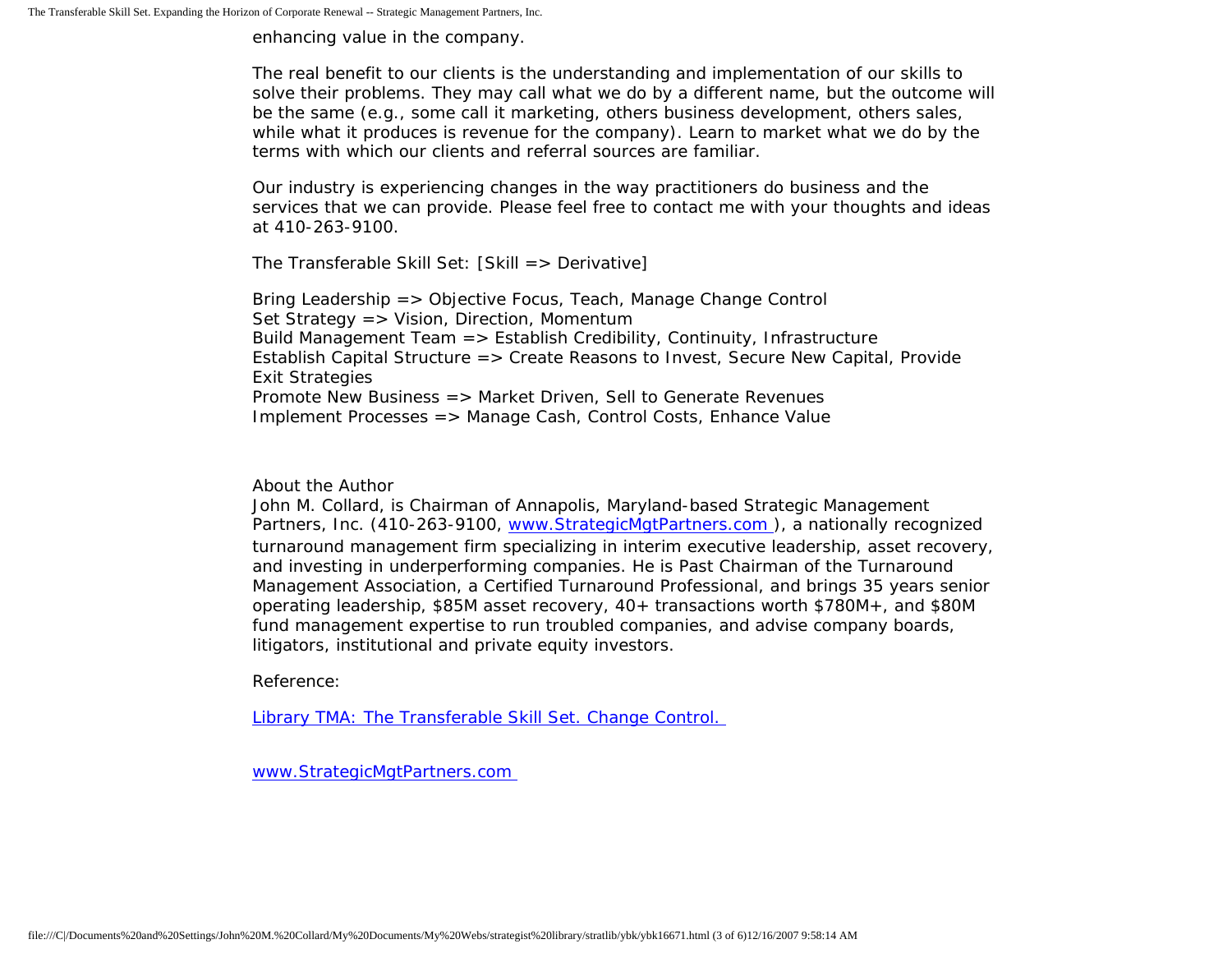enhancing value in the company.

The real benefit to our clients is the understanding and implementation of our skills to solve their problems. They may call what we do by a different name, but the outcome will be the same (e.g., some call it marketing, others business development, others sales, while what it produces is revenue for the company). Learn to market what we do by the terms with which our clients and referral sources are familiar.

Our industry is experiencing changes in the way practitioners do business and the services that we can provide. Please feel free to contact me with your thoughts and ideas at 410-263-9100.

The Transferable Skill Set: [Skill => Derivative]

Bring Leadership => Objective Focus, Teach, Manage Change Control
Set Strategy => Vision, Direction, Momentum
Build Management Team => Establish Credibility, Continuity, Infrastructure
Establish Capital Structure => Create Reasons to Invest, Secure New Capital, Provide Exit Strategies
Promote New Business => Market Driven, Sell to Generate Revenues
Implement Processes => Manage Cash, Control Costs, Enhance Value

About the Author
John M. Collard, is Chairman of Annapolis, Maryland-based Strategic Management Partners, Inc. (410-263-9100, [www.StrategicMgtPartners.com](http://www.StrategicMgtPartners.com)), a nationally recognized turnaround management firm specializing in interim executive leadership, asset recovery, and investing in underperforming companies. He is Past Chairman of the Turnaround Management Association, a Certified Turnaround Professional, and brings 35 years senior operating leadership, $85M asset recovery, 40+ transactions worth $780M+, and $80M fund management expertise to run troubled companies, and advise company boards, litigators, institutional and private equity investors.

Reference:

[Library TMA: The Transferable Skill Set. Change Control.]()

[www.StrategicMgtPartners.com](http://www.StrategicMgtPartners.com)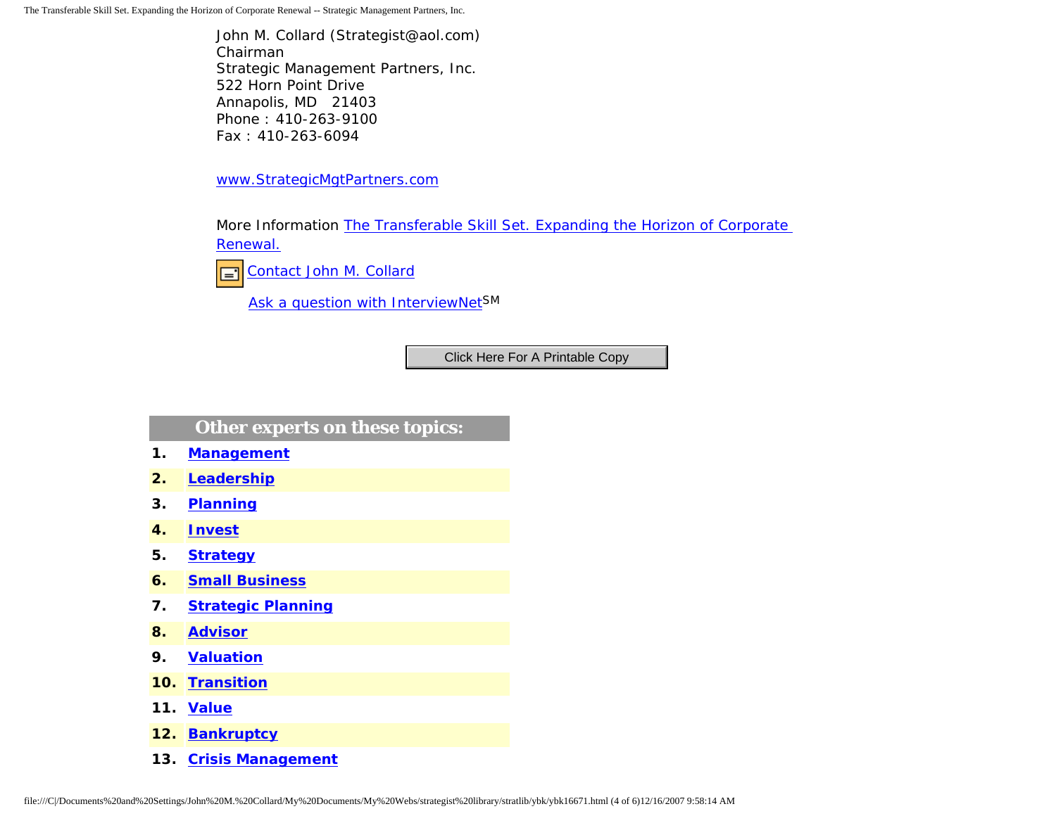John M. Collard (Strategist@aol.com)
Chairman
Strategic Management Partners, Inc.
522 Horn Point Drive
Annapolis, MD 21403
Phone : 410-263-9100
Fax : 410-263-6094

www.StrategicMgtPartners.com

More Information The Transferable Skill Set. Expanding the Horizon of Corporate Renewal.

Contact John M. Collard

Ask a question with InterviewNet℠

Click Here For A Printable Copy

| Other experts on these topics: | |
|---|---|
| 1. | **Management** |
| 2. | **Leadership** |
| 3. | **Planning** |
| 4. | **Invest** |
| 5. | **Strategy** |
| 6. | **Small Business** |
| 7. | **Strategic Planning** |
| 8. | **Advisor** |
| 9. | **Valuation** |
| 10. | **Transition** |
| 11. | **Value** |
| 12. | **Bankruptcy** |
| 13. | **Crisis Management** |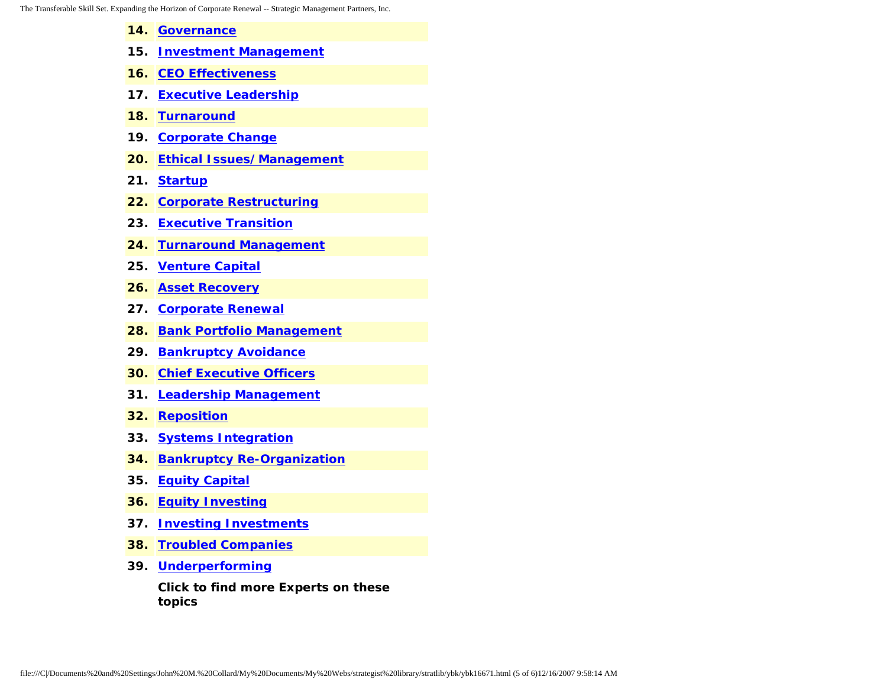14. **Governance**
15. **Investment Management**
16. **CEO Effectiveness**
17. **Executive Leadership**
18. **Turnaround**
19. **Corporate Change**
20. **Ethical Issues/ Management**
21. **Startup**
22. **Corporate Restructuring**
23. **Executive Transition**
24. **Turnaround Management**
25. **Venture Capital**
26. **Asset Recovery**
27. **Corporate Renewal**
28. **Bank Portfolio Management**
29. **Bankruptcy Avoidance**
30. **Chief Executive Officers**
31. **Leadership Management**
32. **Reposition**
33. **Systems Integration**
34. **Bankruptcy Re-Organization**
35. **Equity Capital**
36. **Equity Investing**
37. **Investing Investments**
38. **Troubled Companies**
39. **Underperforming**

**Click to find more Experts on these topics**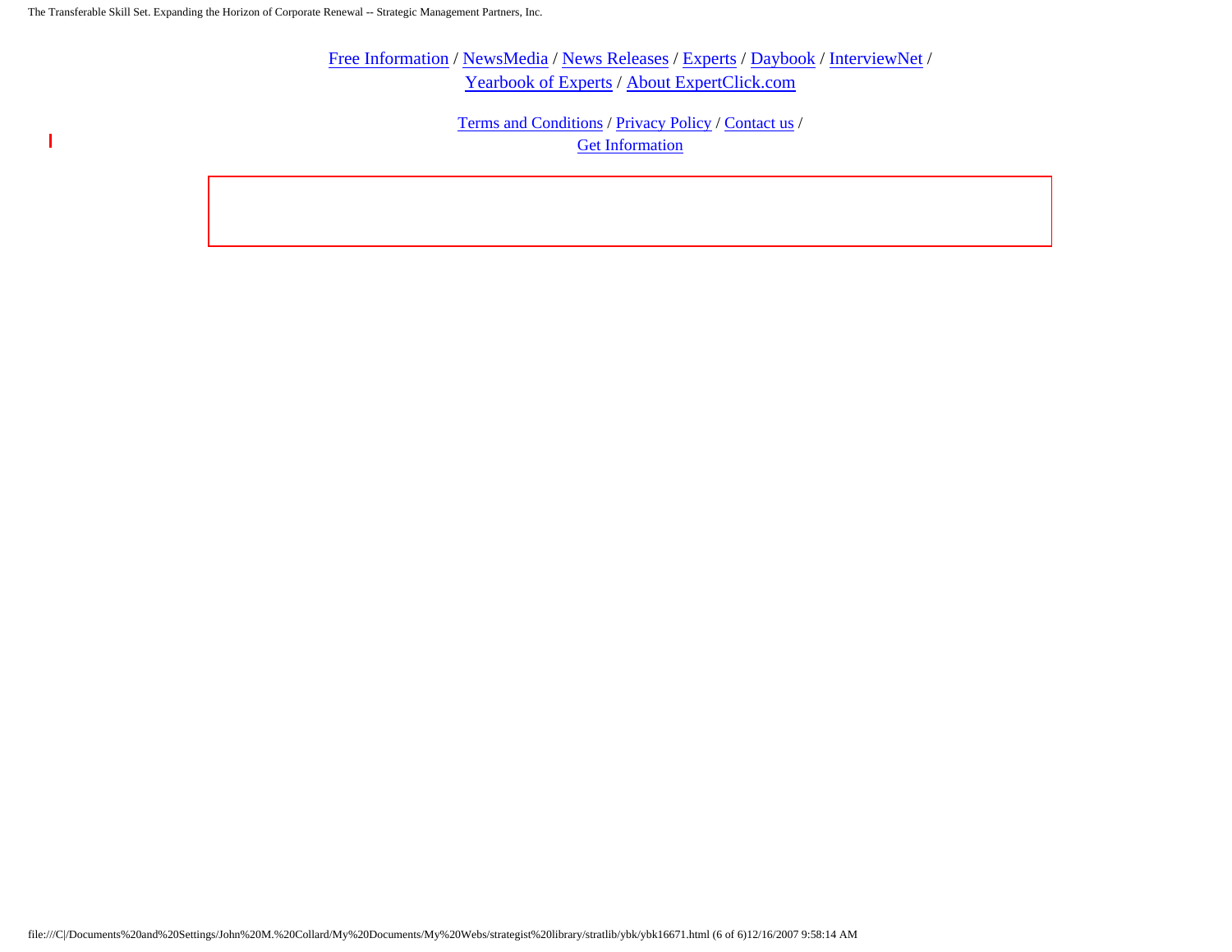Free Information / NewsMedia / News Releases / Experts / Daybook / InterviewNet / Yearbook of Experts / About ExpertClick.com

Terms and Conditions / Privacy Policy / Contact us / Get Information